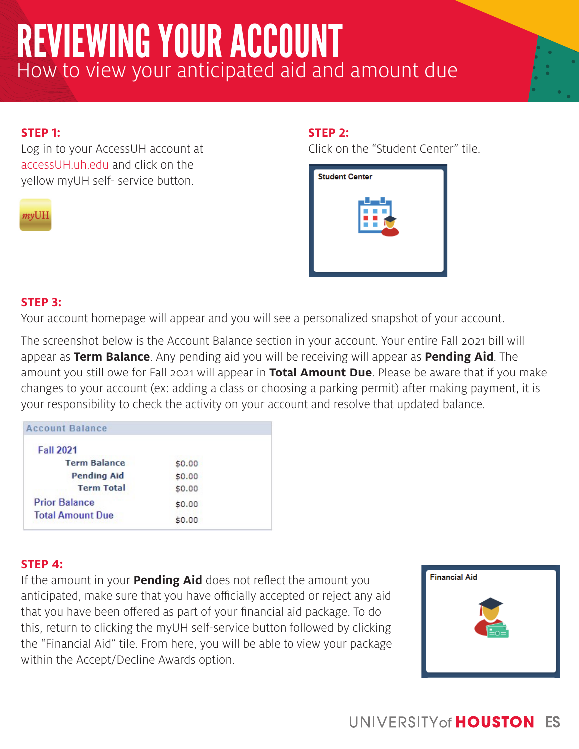# REVIEWING YOUR ACCOUNT

## How to view your anticipated aid and amount due

**STEP 1:**

Log in to your AccessUH account at accessUH.uh.edu and click on the yellow myUH self- service button.

myUH

**STEP 2:**

Click on the "Student Center" tile.

Student Center

**STEP 3:**

Your account homepage will appear and you will see a personalized snapshot of your account.

The screenshot below is the Account Balance section in your account. Your entire Fall 2021 bill will appear as **Term Balance**. Any pending aid you will be receiving will appear as **Pending Aid**. The amount you still owe for Fall 2021 will appear in **Total Amount Due**. Please be aware that if you make changes to your account (ex: adding a class or choosing a parking permit) after making payment, it is your responsibility to check the activity on your account and resolve that updated balance.

| Account Balance | |
|---|---|
| Fall 2021 | |
| Term Balance | $0.00 |
| Pending Aid | $0.00 |
| Term Total | $0.00 |
| Prior Balance | $0.00 |
| Total Amount Due | $0.00 |

**STEP 4:**

If the amount in your **Pending Aid** does not reflect the amount you anticipated, make sure that you have officially accepted or reject any aid that you have been offered as part of your financial aid package. To do this, return to clicking the myUH self-service button followed by clicking the "Financial Aid" tile. From here, you will be able to view your package within the Accept/Decline Awards option.

Financial Aid

UNIVERSITY of HOUSTON | ES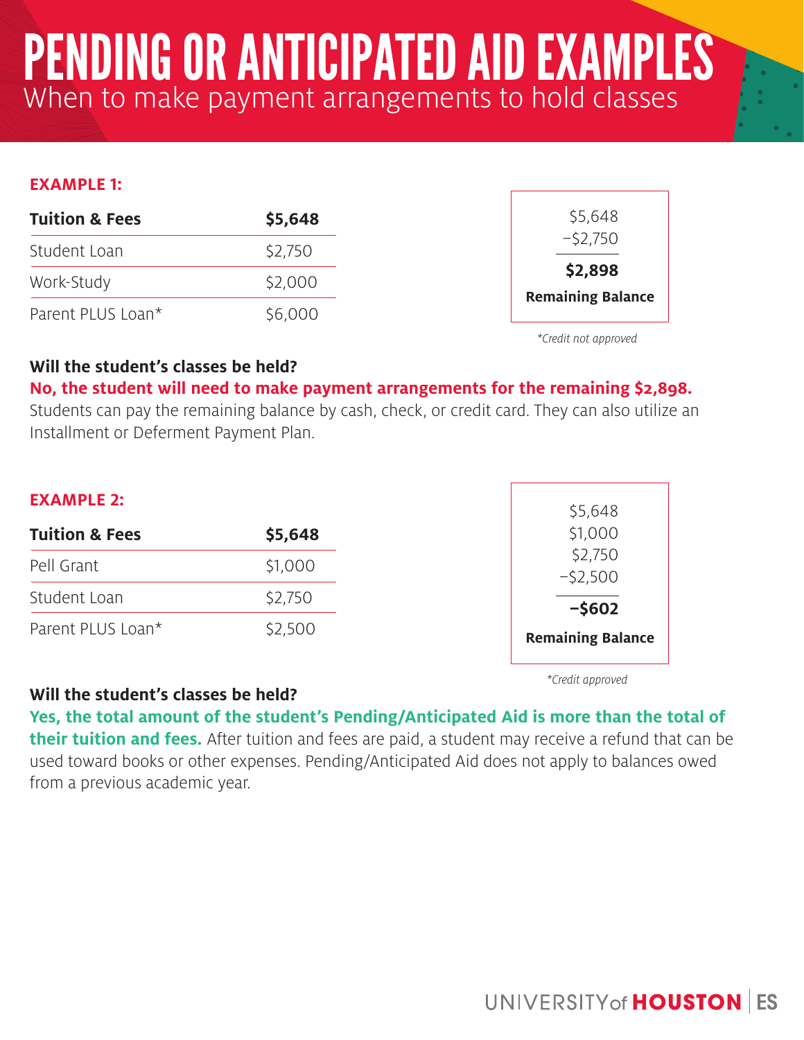# PENDING OR ANTICIPATED AID EXAMPLES

When to make payment arrangements to hold classes

**EXAMPLE 1:**

| **Tuition & Fees** | **$5,648** |
|---|---|
| Student Loan | $2,750 |
| Work-Study | $2,000 |
| Parent PLUS Loan* | $6,000 |

$5,648
−$2,750

**$2,898**
**Remaining Balance**

*Credit not approved*

**Will the student's classes be held?**

**No, the student will need to make payment arrangements for the remaining $2,898.** Students can pay the remaining balance by cash, check, or credit card. They can also utilize an Installment or Deferment Payment Plan.

**EXAMPLE 2:**

| **Tuition & Fees** | **$5,648** |
|---|---|
| Pell Grant | $1,000 |
| Student Loan | $2,750 |
| Parent PLUS Loan* | $2,500 |

$5,648
$1,000
$2,750
−$2,500

**−$602**
**Remaining Balance**

*Credit approved*

**Will the student's classes be held?**

**Yes, the total amount of the student's Pending/Anticipated Aid is more than the total of their tuition and fees.** After tuition and fees are paid, a student may receive a refund that can be used toward books or other expenses. Pending/Anticipated Aid does not apply to balances owed from a previous academic year.

UNIVERSITY of HOUSTON | ES